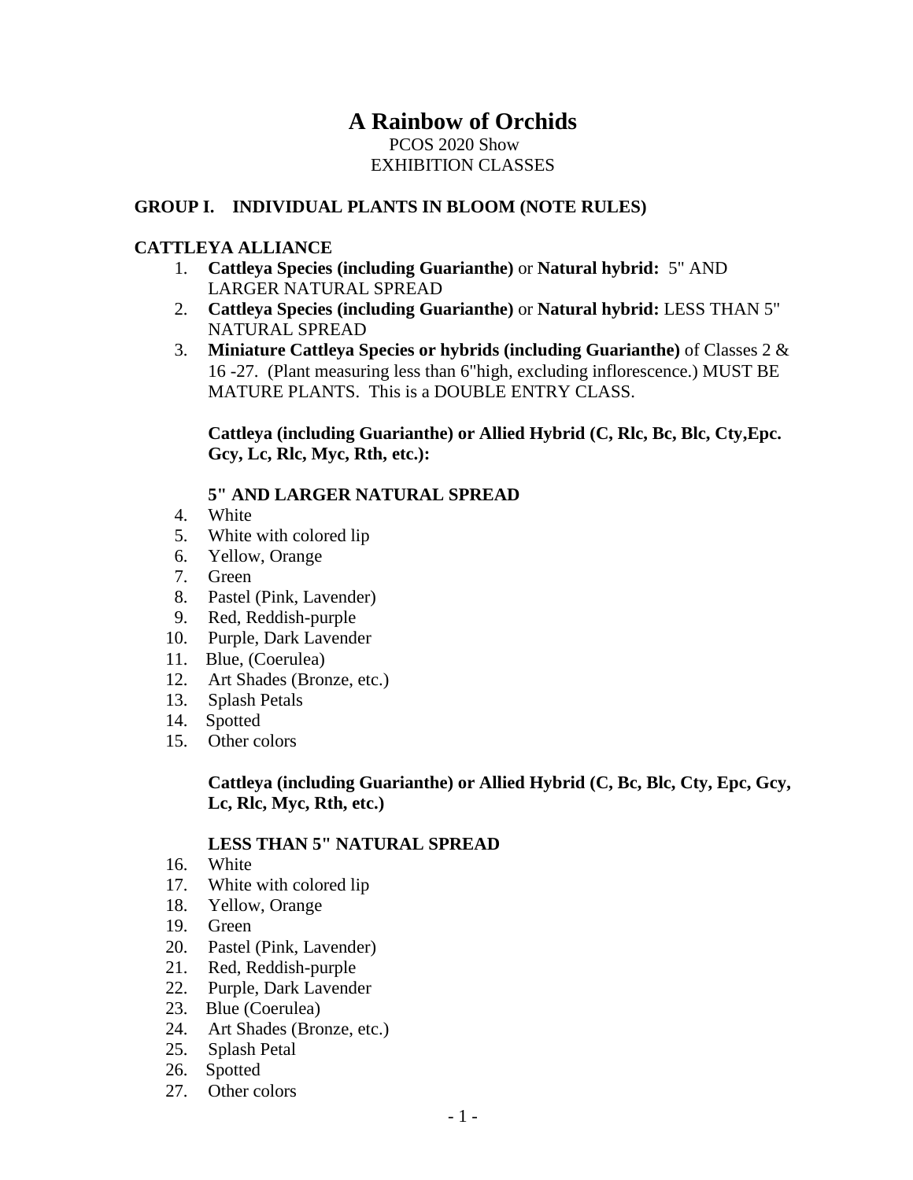# A Rainbow of Orchids

PCOS 2020 Show
EXHIBITION CLASSES

## GROUP I. INDIVIDUAL PLANTS IN BLOOM (NOTE RULES)

### CATTLEYA ALLIANCE

1. **Cattleya Species (including Guarianthe)** or **Natural hybrid:** 5" AND LARGER NATURAL SPREAD
2. **Cattleya Species (including Guarianthe)** or **Natural hybrid:** LESS THAN 5" NATURAL SPREAD
3. **Miniature Cattleya Species or hybrids (including Guarianthe)** of Classes 2 & 16 -27. (Plant measuring less than 6"high, excluding inflorescence.) MUST BE MATURE PLANTS. This is a DOUBLE ENTRY CLASS.

**Cattleya (including Guarianthe) or Allied Hybrid (C, Rlc, Bc, Blc, Cty,Epc. Gcy, Lc, Rlc, Myc, Rth, etc.):**

**5" AND LARGER NATURAL SPREAD**

4. White
5. White with colored lip
6. Yellow, Orange
7. Green
8. Pastel (Pink, Lavender)
9. Red, Reddish-purple
10. Purple, Dark Lavender
11. Blue, (Coerulea)
12. Art Shades (Bronze, etc.)
13. Splash Petals
14. Spotted
15. Other colors

**Cattleya (including Guarianthe) or Allied Hybrid (C, Bc, Blc, Cty, Epc, Gcy, Lc, Rlc, Myc, Rth, etc.)**

**LESS THAN 5" NATURAL SPREAD**

16. White
17. White with colored lip
18. Yellow, Orange
19. Green
20. Pastel (Pink, Lavender)
21. Red, Reddish-purple
22. Purple, Dark Lavender
23. Blue (Coerulea)
24. Art Shades (Bronze, etc.)
25. Splash Petal
26. Spotted
27. Other colors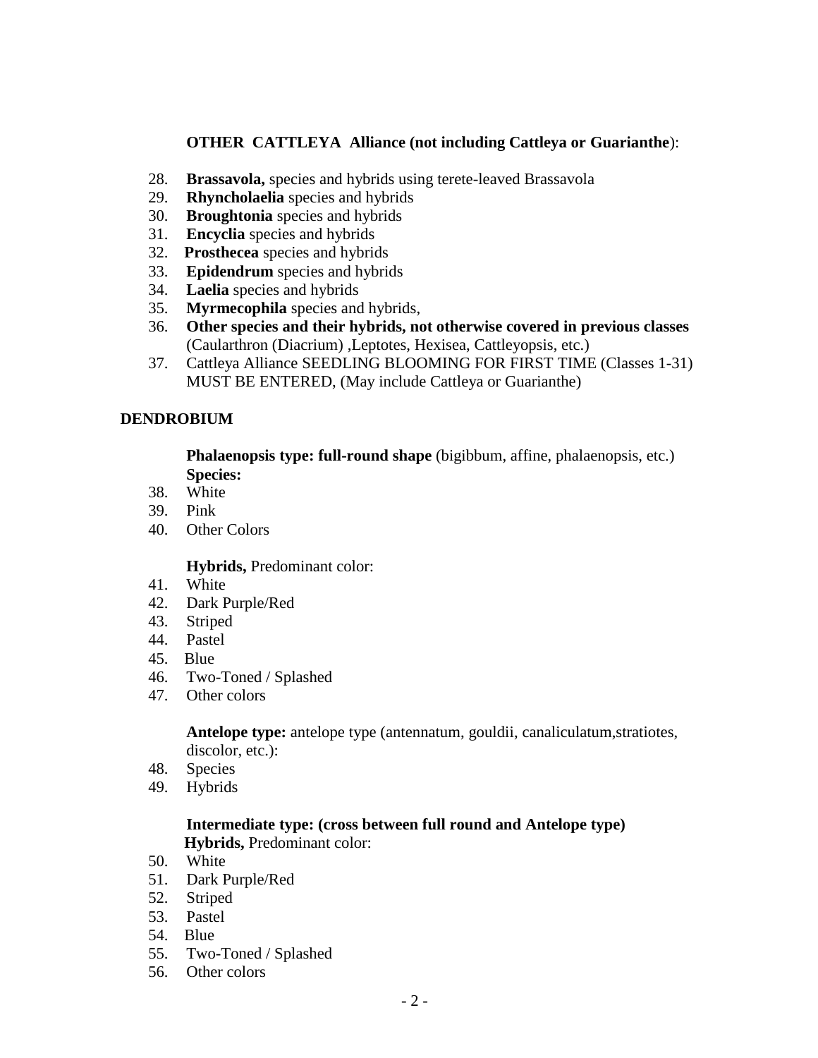**OTHER CATTLEYA Alliance (not including Cattleya or Guarianthe)**:

28. **Brassavola,** species and hybrids using terete-leaved Brassavola
29. **Rhyncholaelia** species and hybrids
30. **Broughtonia** species and hybrids
31. **Encyclia** species and hybrids
32. **Prosthecea** species and hybrids
33. **Epidendrum** species and hybrids
34. **Laelia** species and hybrids
35. **Myrmecophila** species and hybrids,
36. **Other species and their hybrids, not otherwise covered in previous classes** (Caularthron (Diacrium) ,Leptotes, Hexisea, Cattleyopsis, etc.)
37. Cattleya Alliance SEEDLING BLOOMING FOR FIRST TIME (Classes 1-31) MUST BE ENTERED, (May include Cattleya or Guarianthe)

## DENDROBIUM

**Phalaenopsis type: full-round shape** (bigibbum, affine, phalaenopsis, etc.)
**Species:**

38. White
39. Pink
40. Other Colors

**Hybrids,** Predominant color:

41. White
42. Dark Purple/Red
43. Striped
44. Pastel
45. Blue
46. Two-Toned / Splashed
47. Other colors

**Antelope type:** antelope type (antennatum, gouldii, canaliculatum,stratiotes, discolor, etc.):

48. Species
49. Hybrids

**Intermediate type: (cross between full round and Antelope type)**
**Hybrids,** Predominant color:

50. White
51. Dark Purple/Red
52. Striped
53. Pastel
54. Blue
55. Two-Toned / Splashed
56. Other colors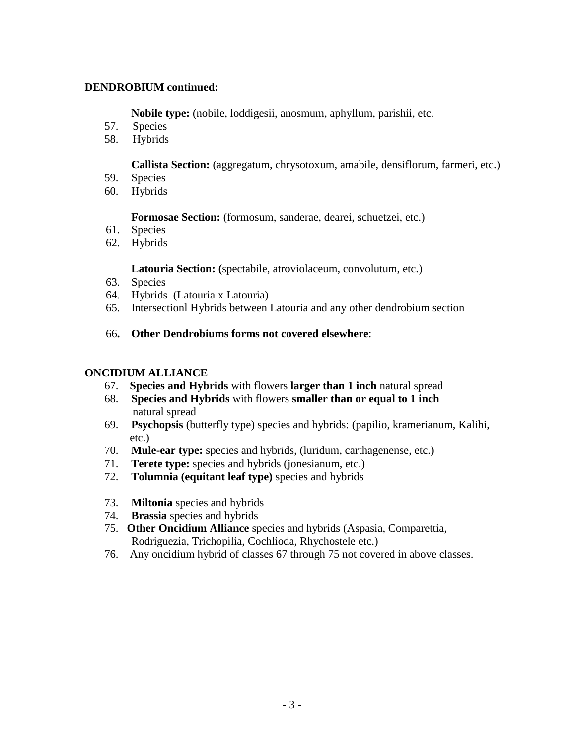**DENDROBIUM continued:**

**Nobile type:** (nobile, loddigesii, anosmum, aphyllum, parishii, etc.

57. Species
58. Hybrids

**Callista Section:** (aggregatum, chrysotoxum, amabile, densiflorum, farmeri, etc.)

59. Species
60. Hybrids

**Formosae Section:** (formosum, sanderae, dearei, schuetzei, etc.)

61. Species
62. Hybrids

**Latouria Section: (**spectabile, atroviolaceum, convolutum, etc.)

63. Species
64. Hybrids (Latouria x Latouria)
65. Intersectionl Hybrids between Latouria and any other dendrobium section

66**. Other Dendrobiums forms not covered elsewhere**:

**ONCIDIUM ALLIANCE**

67. **Species and Hybrids** with flowers **larger than 1 inch** natural spread
68. **Species and Hybrids** with flowers **smaller than or equal to 1 inch** natural spread
69. **Psychopsis** (butterfly type) species and hybrids: (papilio, kramerianum, Kalihi, etc.)
70. **Mule-ear type:** species and hybrids, (luridum, carthagenense, etc.)
71. **Terete type:** species and hybrids (jonesianum, etc.)
72. **Tolumnia (equitant leaf type)** species and hybrids
73. **Miltonia** species and hybrids
74. **Brassia** species and hybrids
75. **Other Oncidium Alliance** species and hybrids (Aspasia, Comparettia, Rodriguezia, Trichopilia, Cochlioda, Rhychostele etc.)
76. Any oncidium hybrid of classes 67 through 75 not covered in above classes.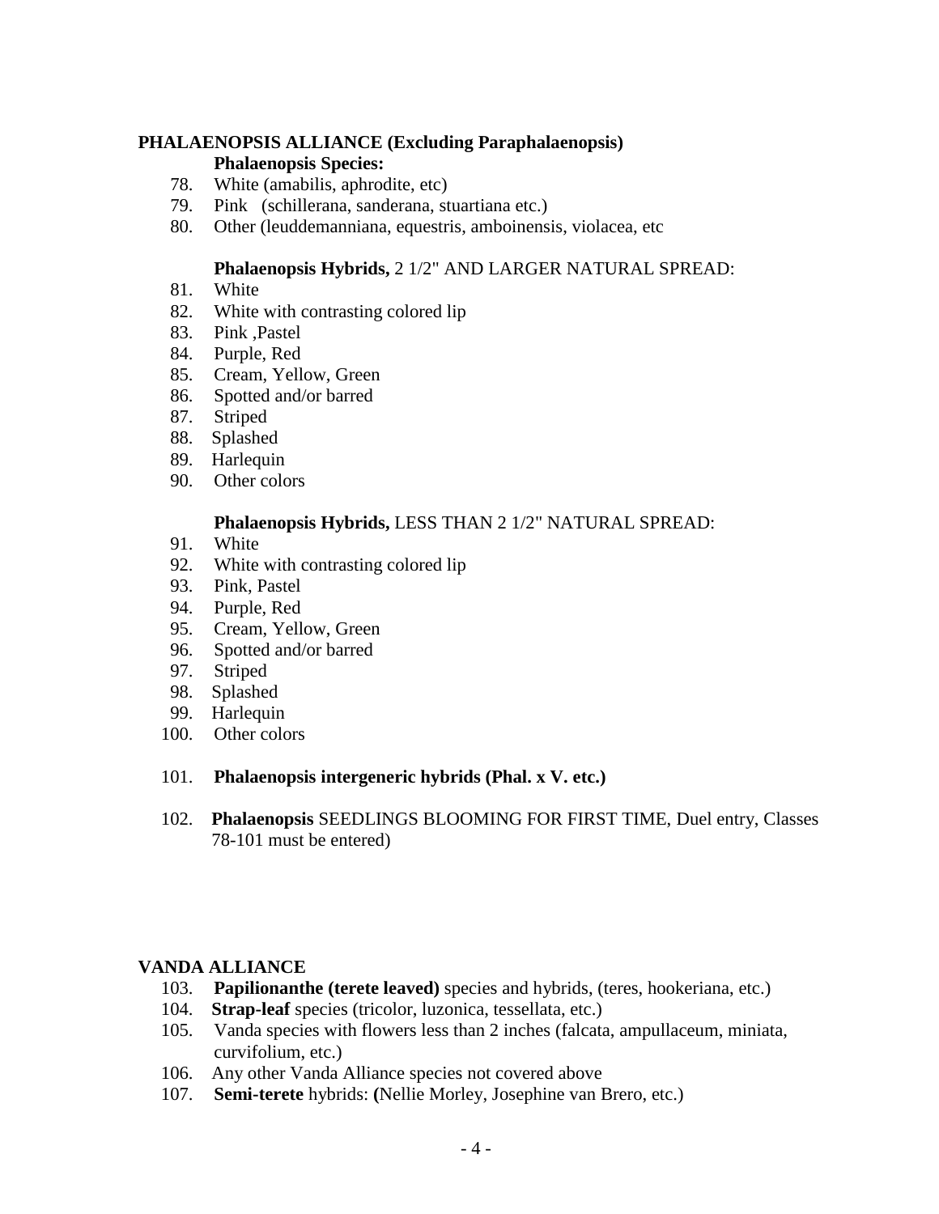**PHALAENOPSIS ALLIANCE (Excluding Paraphalaenopsis)**

**Phalaenopsis Species:**

78. White (amabilis, aphrodite, etc)
79. Pink (schillerana, sanderana, stuartiana etc.)
80. Other (leuddemanniana, equestris, amboinensis, violacea, etc

**Phalaenopsis Hybrids,** 2 1/2" AND LARGER NATURAL SPREAD:

81. White
82. White with contrasting colored lip
83. Pink ,Pastel
84. Purple, Red
85. Cream, Yellow, Green
86. Spotted and/or barred
87. Striped
88. Splashed
89. Harlequin
90. Other colors

**Phalaenopsis Hybrids,** LESS THAN 2 1/2" NATURAL SPREAD:

91. White
92. White with contrasting colored lip
93. Pink, Pastel
94. Purple, Red
95. Cream, Yellow, Green
96. Spotted and/or barred
97. Striped
98. Splashed
99. Harlequin
100. Other colors

101. **Phalaenopsis intergeneric hybrids (Phal. x V. etc.)**

102. **Phalaenopsis** SEEDLINGS BLOOMING FOR FIRST TIME, Duel entry, Classes 78-101 must be entered)

**VANDA ALLIANCE**

103. **Papilionanthe (terete leaved)** species and hybrids, (teres, hookeriana, etc.)
104. **Strap-leaf** species (tricolor, luzonica, tessellata, etc.)
105. Vanda species with flowers less than 2 inches (falcata, ampullaceum, miniata, curvifolium, etc.)
106. Any other Vanda Alliance species not covered above
107. **Semi-terete** hybrids: **(**Nellie Morley, Josephine van Brero, etc.)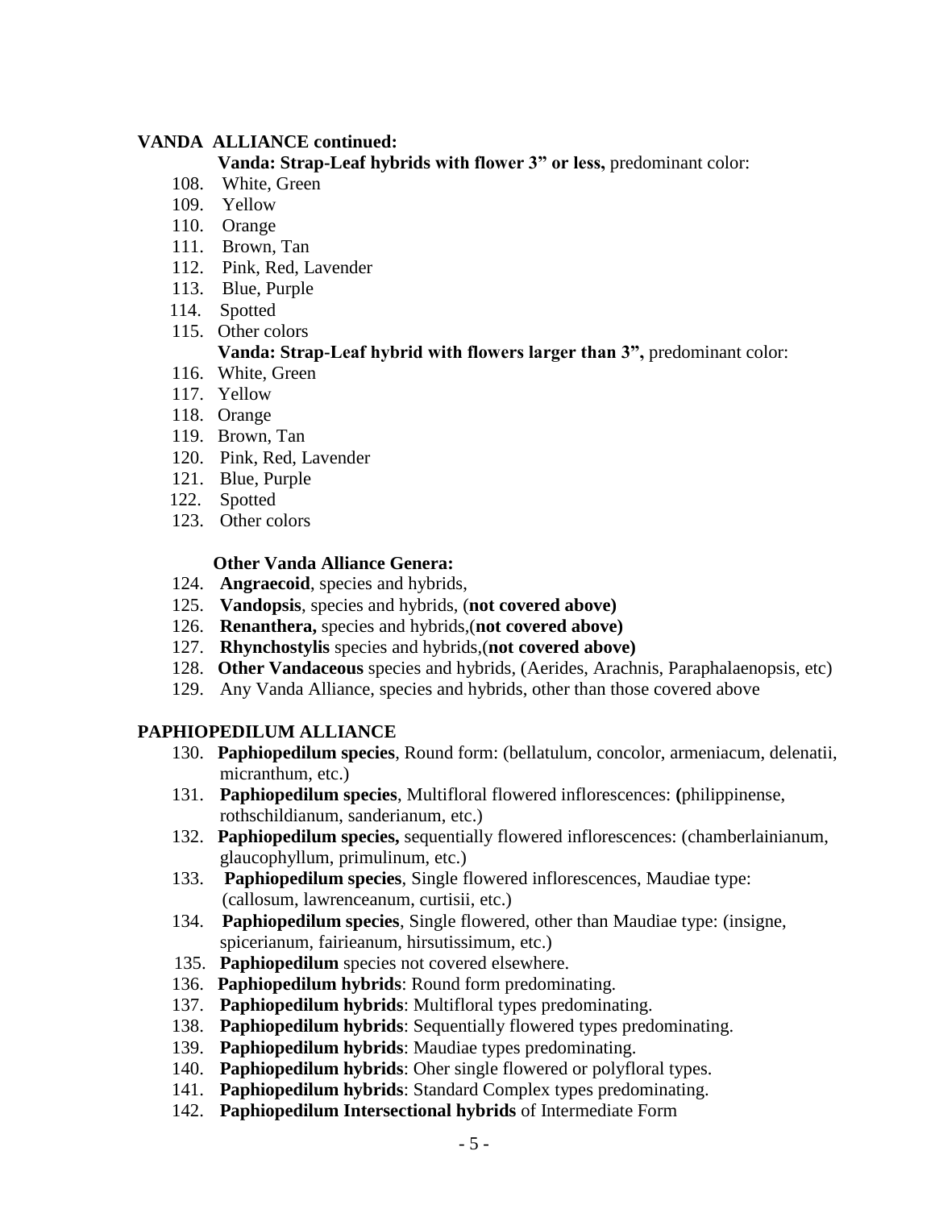**VANDA ALLIANCE continued:**

**Vanda: Strap-Leaf hybrids with flower 3" or less,** predominant color:

108. White, Green
109. Yellow
110. Orange
111. Brown, Tan
112. Pink, Red, Lavender
113. Blue, Purple
114. Spotted
115. Other colors

**Vanda: Strap-Leaf hybrid with flowers larger than 3",** predominant color:

116. White, Green
117. Yellow
118. Orange
119. Brown, Tan
120. Pink, Red, Lavender
121. Blue, Purple
122. Spotted
123. Other colors

**Other Vanda Alliance Genera:**

124. **Angraecoid**, species and hybrids,
125. **Vandopsis**, species and hybrids, (**not covered above)**
126. **Renanthera,** species and hybrids,(**not covered above)**
127. **Rhynchostylis** species and hybrids,(**not covered above)**
128. **Other Vandaceous** species and hybrids, (Aerides, Arachnis, Paraphalaenopsis, etc)
129. Any Vanda Alliance, species and hybrids, other than those covered above

**PAPHIOPEDILUM ALLIANCE**

130. **Paphiopedilum species**, Round form: (bellatulum, concolor, armeniacum, delenatii, micranthum, etc.)
131. **Paphiopedilum species**, Multifloral flowered inflorescences: **(**philippinense, rothschildianum, sanderianum, etc.)
132. **Paphiopedilum species,** sequentially flowered inflorescences: (chamberlainianum, glaucophyllum, primulinum, etc.)
133. **Paphiopedilum species**, Single flowered inflorescences, Maudiae type: (callosum, lawrenceanum, curtisii, etc.)
134. **Paphiopedilum species**, Single flowered, other than Maudiae type: (insigne, spicerianum, fairieanum, hirsutissimum, etc.)
135. **Paphiopedilum** species not covered elsewhere.
136. **Paphiopedilum hybrids**: Round form predominating.
137. **Paphiopedilum hybrids**: Multifloral types predominating.
138. **Paphiopedilum hybrids**: Sequentially flowered types predominating.
139. **Paphiopedilum hybrids**: Maudiae types predominating.
140. **Paphiopedilum hybrids**: Oher single flowered or polyfloral types.
141. **Paphiopedilum hybrids**: Standard Complex types predominating.
142. **Paphiopedilum Intersectional hybrids** of Intermediate Form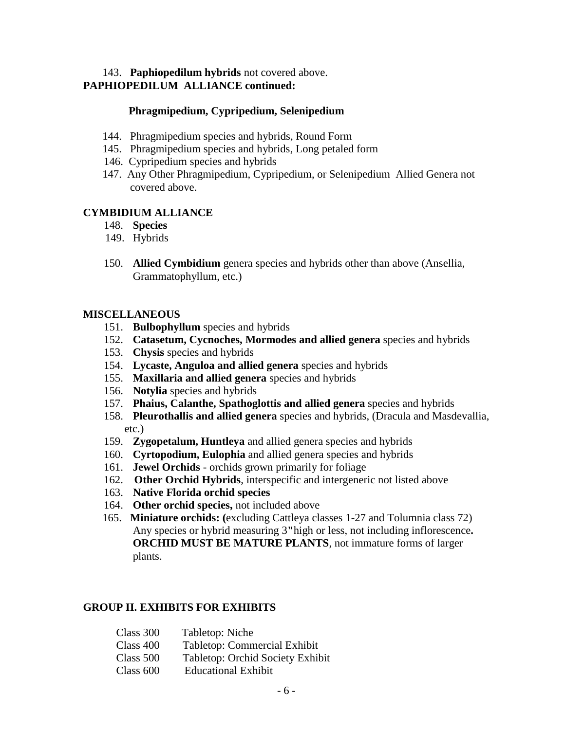143. **Paphiopedilum hybrids** not covered above.

**PAPHIOPEDILUM ALLIANCE continued:**

**Phragmipedium, Cypripedium, Selenipedium**

144. Phragmipedium species and hybrids, Round Form
145. Phragmipedium species and hybrids, Long petaled form
146. Cypripedium species and hybrids
147. Any Other Phragmipedium, Cypripedium, or Selenipedium Allied Genera not covered above.

**CYMBIDIUM ALLIANCE**

148. **Species**
149. Hybrids
150. **Allied Cymbidium** genera species and hybrids other than above (Ansellia, Grammatophyllum, etc.)

**MISCELLANEOUS**

151. **Bulbophyllum** species and hybrids
152. **Catasetum, Cycnoches, Mormodes and allied genera** species and hybrids
153. **Chysis** species and hybrids
154. **Lycaste, Anguloa and allied genera** species and hybrids
155. **Maxillaria and allied genera** species and hybrids
156. **Notylia** species and hybrids
157. **Phaius, Calanthe, Spathoglottis and allied genera** species and hybrids
158. **Pleurothallis and allied genera** species and hybrids, (Dracula and Masdevallia, etc.)
159. **Zygopetalum, Huntleya** and allied genera species and hybrids
160. **Cyrtopodium, Eulophia** and allied genera species and hybrids
161. **Jewel Orchids** - orchids grown primarily for foliage
162. **Other Orchid Hybrids**, interspecific and intergeneric not listed above
163. **Native Florida orchid species**
164. **Other orchid species,** not included above
165. **Miniature orchids: (**excluding Cattleya classes 1-27 and Tolumnia class 72) Any species or hybrid measuring 3**"**high or less, not including inflorescence**. ORCHID MUST BE MATURE PLANTS**, not immature forms of larger plants.

**GROUP II. EXHIBITS FOR EXHIBITS**

| | |
|---|---|
| Class 300 | Tabletop: Niche |
| Class 400 | Tabletop: Commercial Exhibit |
| Class 500 | Tabletop: Orchid Society Exhibit |
| Class 600 | Educational Exhibit |